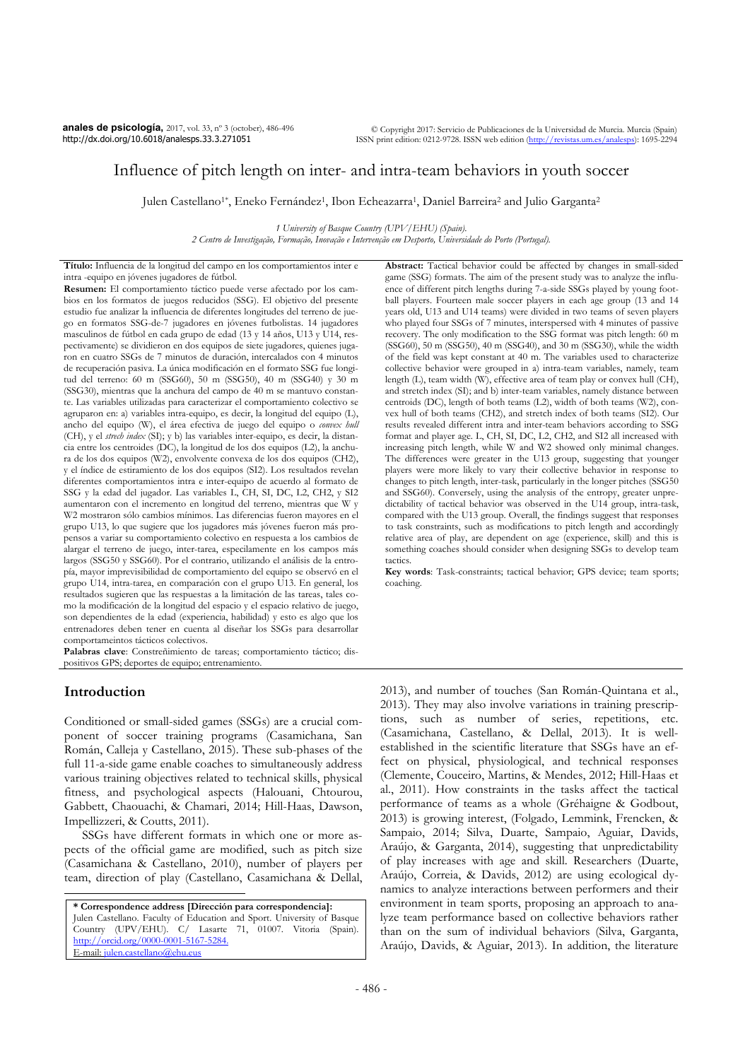# Influence of pitch length on inter- and intra-team behaviors in youth soccer

Julen Castellano[1*], Eneko Fernández[1], Ibon Echeazarra[1], Daniel Barreira[2] and Julio Garganta[2]

*1 University of Basque Country (UPV/EHU) (Spain).*
*2 Centro de Investigação, Formação, Inovação e Intervenção em Desporto, Universidade do Porto (Portugal).*

**Título:** Influencia de la longitud del campo en los comportamientos inter e intra -equipo en jóvenes jugadores de fútbol.

**Resumen:** El comportamiento táctico puede verse afectado por los cambios en los formatos de juegos reducidos (SSG). El objetivo del presente estudio fue analizar la influencia de diferentes longitudes del terreno de juego en formatos SSG-de-7 jugadores en jóvenes futbolistas. 14 jugadores masculinos de fútbol en cada grupo de edad (13 y 14 años, U13 y U14, respectivamente) se dividieron en dos equipos de siete jugadores, quienes jugaron en cuatro SSGs de 7 minutos de duración, intercalados con 4 minutos de recuperación pasiva. La única modificación en el formato SSG fue longitud del terreno: 60 m (SSG60), 50 m (SSG50), 40 m (SSG40) y 30 m (SSG30), mientras que la anchura del campo de 40 m se mantuvo constante. Las variables utilizadas para caracterizar el comportamiento colectivo se agruparon en: a) variables intra-equipo, es decir, la longitud del equipo (L), ancho del equipo (W), el área efectiva de juego del equipo o *convex hull* (CH), y el *strech index* (SI); y b) las variables inter-equipo, es decir, la distancia entre los centroides (DC), la longitud de los dos equipos (L2), la anchura de los dos equipos (W2), envolvente convexa de los dos equipos (CH2), y el índice de estiramiento de los dos equipos (SI2). Los resultados revelan diferentes comportamientos intra e inter-equipo de acuerdo al formato de SSG y la edad del jugador. Las variables L, CH, SI, DC, L2, CH2, y SI2 aumentaron con el incremento en longitud del terreno, mientras que W y W2 mostraron sólo cambios mínimos. Las diferencias fueron mayores en el grupo U13, lo que sugiere que los jugadores más jóvenes fueron más propensos a variar su comportamiento colectivo en respuesta a los cambios de alargar el terreno de juego, inter-tarea, especialmente en los campos más largos (SSG50 y SSG60). Por el contrario, utilizando el análisis de la entropía, mayor imprevisibilidad de comportamiento del equipo se observó en el grupo U14, intra-tarea, en comparación con el grupo U13. En general, los resultados sugieren que las respuestas a la limitación de las tareas, tales como la modificación de la longitud del espacio y el espacio relativo de juego, son dependientes de la edad (experiencia, habilidad) y esto es algo que los entrenadores deben tener en cuenta al diseñar los SSGs para desarrollar comportamientos tácticos colectivos.

**Palabras clave**: Constreñimiento de tareas; comportamiento táctico; dispositivos GPS; deportes de equipo; entrenamiento.

**Abstract:** Tactical behavior could be affected by changes in small-sided game (SSG) formats. The aim of the present study was to analyze the influence of different pitch lengths during 7-a-side SSGs played by young football players. Fourteen male soccer players in each age group (13 and 14 years old, U13 and U14 teams) were divided in two teams of seven players who played four SSGs of 7 minutes, interspersed with 4 minutes of passive recovery. The only modification to the SSG format was pitch length: 60 m (SSG60), 50 m (SSG50), 40 m (SSG40), and 30 m (SSG30), while the width of the field was kept constant at 40 m. The variables used to characterize collective behavior were grouped in a) intra-team variables, namely, team length (L), team width (W), effective area of team play or convex hull (CH), and stretch index (SI); and b) inter-team variables, namely distance between centroids (DC), length of both teams (L2), width of both teams (W2), convex hull of both teams (CH2), and stretch index of both teams (SI2). Our results revealed different intra and inter-team behaviors according to SSG format and player age. L, CH, SI, DC, L2, CH2, and SI2 all increased with increasing pitch length, while W and W2 showed only minimal changes. The differences were greater in the U13 group, suggesting that younger players were more likely to vary their collective behavior in response to changes to pitch length, inter-task, particularly in the longer pitches (SSG50 and SSG60). Conversely, using the analysis of the entropy, greater unpredictability of tactical behavior was observed in the U14 group, intra-task, compared with the U13 group. Overall, the findings suggest that responses to task constraints, such as modifications to pitch length and accordingly relative area of play, are dependent on age (experience, skill) and this is something coaches should consider when designing SSGs to develop team tactics.

**Key words**: Task-constraints; tactical behavior; GPS device; team sports; coaching.

## Introduction

Conditioned or small-sided games (SSGs) are a crucial component of soccer training programs (Casamichana, San Román, Calleja y Castellano, 2015). These sub-phases of the full 11-a-side game enable coaches to simultaneously address various training objectives related to technical skills, physical fitness, and psychological aspects (Halouani, Chtourou, Gabbett, Chaouachi, & Chamari, 2014; Hill-Haas, Dawson, Impellizzeri, & Coutts, 2011).

SSGs have different formats in which one or more aspects of the official game are modified, such as pitch size (Casamichana & Castellano, 2010), number of players per team, direction of play (Castellano, Casamichana & Dellal, 2013), and number of touches (San Román-Quintana et al., 2013). They may also involve variations in training prescriptions, such as number of series, repetitions, etc. (Casamichana, Castellano, & Dellal, 2013). It is well-established in the scientific literature that SSGs have an effect on physical, physiological, and technical responses (Clemente, Couceiro, Martins, & Mendes, 2012; Hill-Haas et al., 2011). How constraints in the tasks affect the tactical performance of teams as a whole (Gréhaigne & Godbout, 2013) is growing interest, (Folgado, Lemmink, Frencken, & Sampaio, 2014; Silva, Duarte, Sampaio, Aguiar, Davids, Araújo, & Garganta, 2014), suggesting that unpredictability of play increases with age and skill. Researchers (Duarte, Araújo, Correia, & Davids, 2012) are using ecological dynamics to analyze interactions between performers and their environment in team sports, proposing an approach to analyze team performance based on collective behaviors rather than on the sum of individual behaviors (Silva, Garganta, Araújo, Davids, & Aguiar, 2013). In addition, the literature

**\* Correspondence address [Dirección para correspondencia]:**
Julen Castellano. Faculty of Education and Sport. University of Basque Country (UPV/EHU). C/ Lasarte 71, 01007. Vitoria (Spain). http://orcid.org/0000-0001-5167-5284.
E-mail: julen.castellano@ehu.eus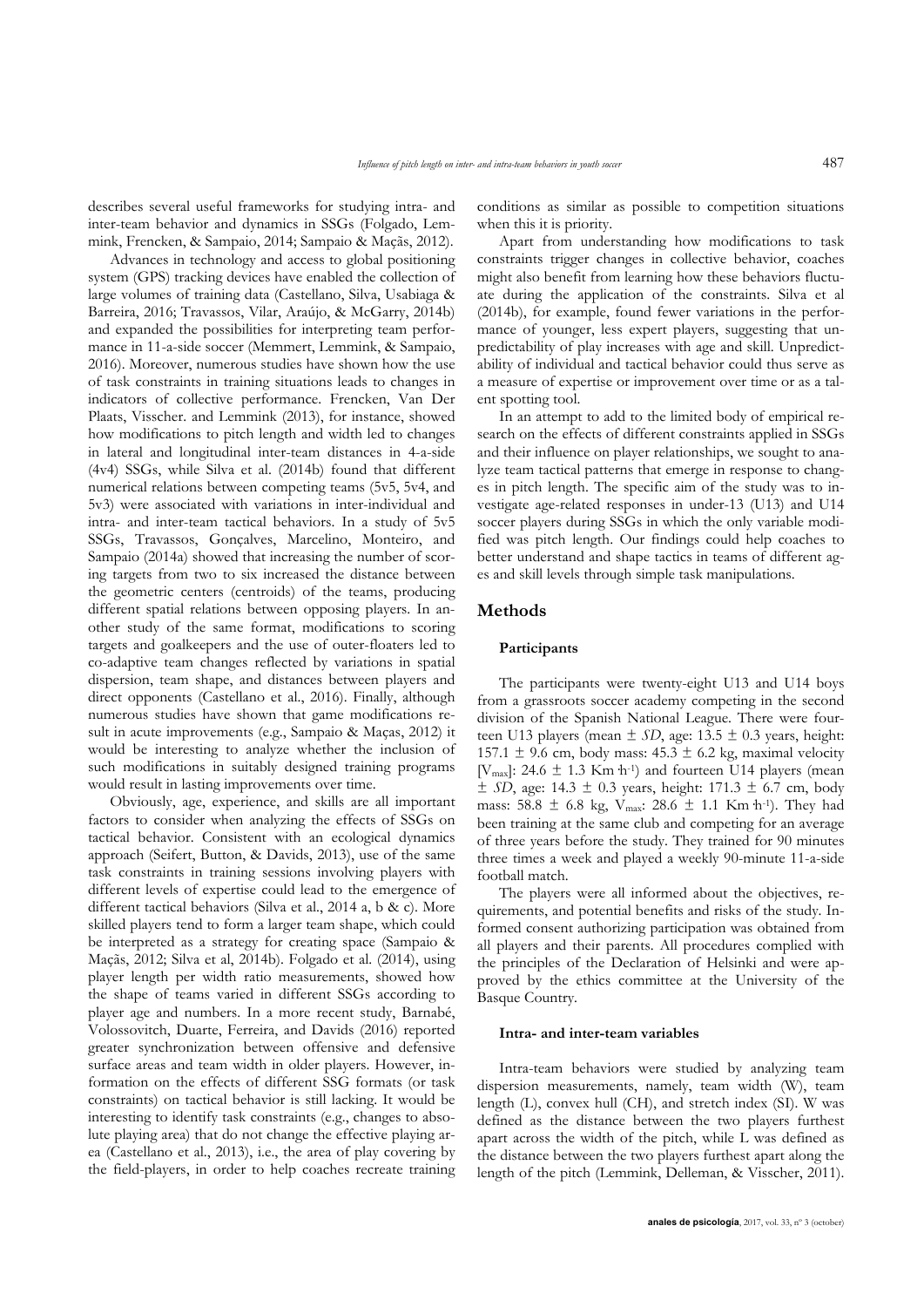describes several useful frameworks for studying intra- and inter-team behavior and dynamics in SSGs (Folgado, Lemmink, Frencken, & Sampaio, 2014; Sampaio & Maçãs, 2012).

Advances in technology and access to global positioning system (GPS) tracking devices have enabled the collection of large volumes of training data (Castellano, Silva, Usabiaga & Barreira, 2016; Travassos, Vilar, Araújo, & McGarry, 2014b) and expanded the possibilities for interpreting team performance in 11-a-side soccer (Memmert, Lemmink, & Sampaio, 2016). Moreover, numerous studies have shown how the use of task constraints in training situations leads to changes in indicators of collective performance. Frencken, Van Der Plaats, Visscher. and Lemmink (2013), for instance, showed how modifications to pitch length and width led to changes in lateral and longitudinal inter-team distances in 4-a-side (4v4) SSGs, while Silva et al. (2014b) found that different numerical relations between competing teams (5v5, 5v4, and 5v3) were associated with variations in inter-individual and intra- and inter-team tactical behaviors. In a study of 5v5 SSGs, Travassos, Gonçalves, Marcelino, Monteiro, and Sampaio (2014a) showed that increasing the number of scoring targets from two to six increased the distance between the geometric centers (centroids) of the teams, producing different spatial relations between opposing players. In another study of the same format, modifications to scoring targets and goalkeepers and the use of outer-floaters led to co-adaptive team changes reflected by variations in spatial dispersion, team shape, and distances between players and direct opponents (Castellano et al., 2016). Finally, although numerous studies have shown that game modifications result in acute improvements (e.g., Sampaio & Maças, 2012) it would be interesting to analyze whether the inclusion of such modifications in suitably designed training programs would result in lasting improvements over time.

Obviously, age, experience, and skills are all important factors to consider when analyzing the effects of SSGs on tactical behavior. Consistent with an ecological dynamics approach (Seifert, Button, & Davids, 2013), use of the same task constraints in training sessions involving players with different levels of expertise could lead to the emergence of different tactical behaviors (Silva et al., 2014 a, b & c). More skilled players tend to form a larger team shape, which could be interpreted as a strategy for creating space (Sampaio & Maçãs, 2012; Silva et al, 2014b). Folgado et al. (2014), using player length per width ratio measurements, showed how the shape of teams varied in different SSGs according to player age and numbers. In a more recent study, Barnabé, Volossovitch, Duarte, Ferreira, and Davids (2016) reported greater synchronization between offensive and defensive surface areas and team width in older players. However, information on the effects of different SSG formats (or task constraints) on tactical behavior is still lacking. It would be interesting to identify task constraints (e.g., changes to absolute playing area) that do not change the effective playing area (Castellano et al., 2013), i.e., the area of play covering by the field-players, in order to help coaches recreate training conditions as similar as possible to competition situations when this it is priority.

Apart from understanding how modifications to task constraints trigger changes in collective behavior, coaches might also benefit from learning how these behaviors fluctuate during the application of the constraints. Silva et al (2014b), for example, found fewer variations in the performance of younger, less expert players, suggesting that unpredictability of play increases with age and skill. Unpredictability of individual and tactical behavior could thus serve as a measure of expertise or improvement over time or as a talent spotting tool.

In an attempt to add to the limited body of empirical research on the effects of different constraints applied in SSGs and their influence on player relationships, we sought to analyze team tactical patterns that emerge in response to changes in pitch length. The specific aim of the study was to investigate age-related responses in under-13 (U13) and U14 soccer players during SSGs in which the only variable modified was pitch length. Our findings could help coaches to better understand and shape tactics in teams of different ages and skill levels through simple task manipulations.

## Methods

### Participants

The participants were twenty-eight U13 and U14 boys from a grassroots soccer academy competing in the second division of the Spanish National League. There were fourteen U13 players (mean ± *SD*, age: 13.5 ± 0.3 years, height: 157.1 ± 9.6 cm, body mass: 45.3 ± 6.2 kg, maximal velocity [$V_{max}$]: 24.6 ± 1.3 Km·h$^{-1}$) and fourteen U14 players (mean ± *SD*, age: 14.3 ± 0.3 years, height: 171.3 ± 6.7 cm, body mass: 58.8 ± 6.8 kg, $V_{max}$: 28.6 ± 1.1 Km·h$^{-1}$). They had been training at the same club and competing for an average of three years before the study. They trained for 90 minutes three times a week and played a weekly 90-minute 11-a-side football match.

The players were all informed about the objectives, requirements, and potential benefits and risks of the study. Informed consent authorizing participation was obtained from all players and their parents. All procedures complied with the principles of the Declaration of Helsinki and were approved by the ethics committee at the University of the Basque Country.

### Intra- and inter-team variables

Intra-team behaviors were studied by analyzing team dispersion measurements, namely, team width (W), team length (L), convex hull (CH), and stretch index (SI). W was defined as the distance between the two players furthest apart across the width of the pitch, while L was defined as the distance between the two players furthest apart along the length of the pitch (Lemmink, Delleman, & Visscher, 2011).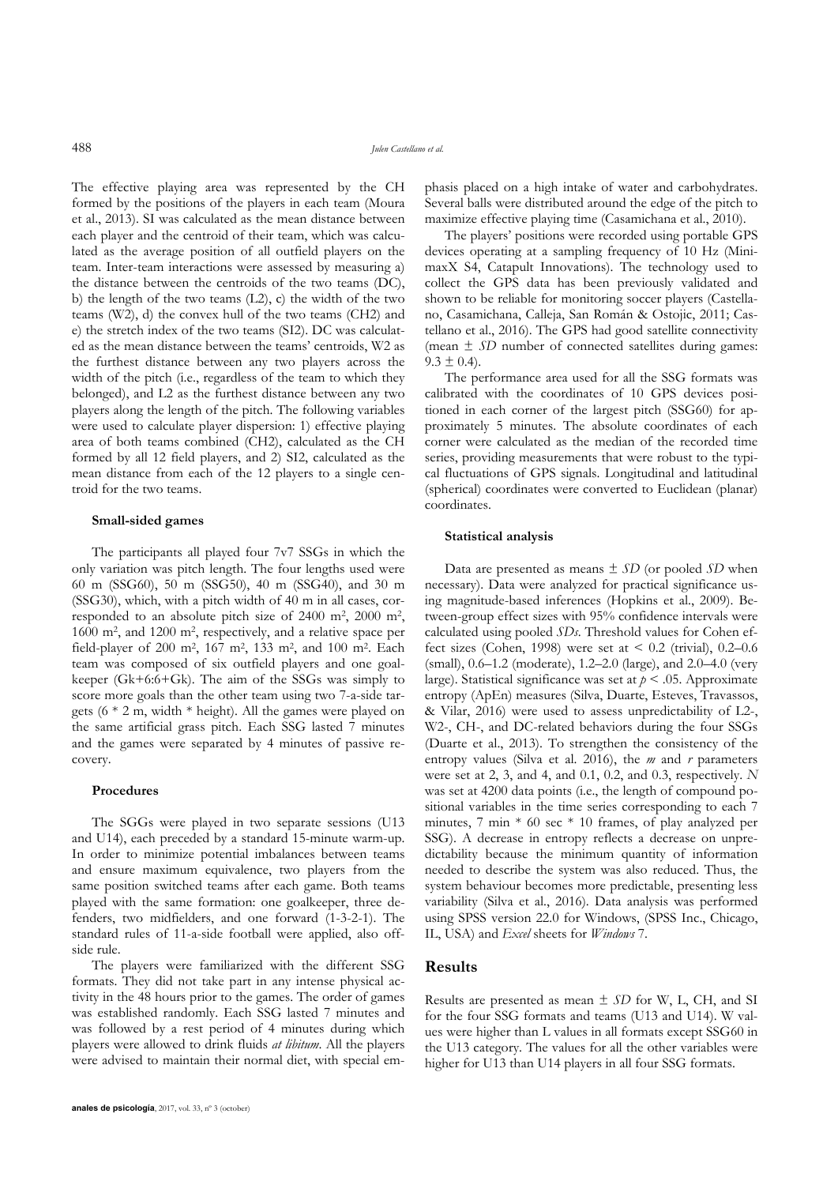The effective playing area was represented by the CH formed by the positions of the players in each team (Moura et al., 2013). SI was calculated as the mean distance between each player and the centroid of their team, which was calculated as the average position of all outfield players on the team. Inter-team interactions were assessed by measuring a) the distance between the centroids of the two teams (DC), b) the length of the two teams (L2), c) the width of the two teams (W2), d) the convex hull of the two teams (CH2) and e) the stretch index of the two teams (SI2). DC was calculated as the mean distance between the teams' centroids, W2 as the furthest distance between any two players across the width of the pitch (i.e., regardless of the team to which they belonged), and L2 as the furthest distance between any two players along the length of the pitch. The following variables were used to calculate player dispersion: 1) effective playing area of both teams combined (CH2), calculated as the CH formed by all 12 field players, and 2) SI2, calculated as the mean distance from each of the 12 players to a single centroid for the two teams.

#### Small-sided games

The participants all played four 7v7 SSGs in which the only variation was pitch length. The four lengths used were 60 m (SSG60), 50 m (SSG50), 40 m (SSG40), and 30 m (SSG30), which, with a pitch width of 40 m in all cases, corresponded to an absolute pitch size of 2400 m$^2$, 2000 m$^2$, 1600 m$^2$, and 1200 m$^2$, respectively, and a relative space per field-player of 200 m$^2$, 167 m$^2$, 133 m$^2$, and 100 m$^2$. Each team was composed of six outfield players and one goalkeeper (Gk+6:6+Gk). The aim of the SSGs was simply to score more goals than the other team using two 7-a-side targets (6 * 2 m, width * height). All the games were played on the same artificial grass pitch. Each SSG lasted 7 minutes and the games were separated by 4 minutes of passive recovery.

#### Procedures

The SGGs were played in two separate sessions (U13 and U14), each preceded by a standard 15-minute warm-up. In order to minimize potential imbalances between teams and ensure maximum equivalence, two players from the same position switched teams after each game. Both teams played with the same formation: one goalkeeper, three defenders, two midfielders, and one forward (1-3-2-1). The standard rules of 11-a-side football were applied, also offside rule.

The players were familiarized with the different SSG formats. They did not take part in any intense physical activity in the 48 hours prior to the games. The order of games was established randomly. Each SSG lasted 7 minutes and was followed by a rest period of 4 minutes during which players were allowed to drink fluids *at libitum*. All the players were advised to maintain their normal diet, with special emphasis placed on a high intake of water and carbohydrates. Several balls were distributed around the edge of the pitch to maximize effective playing time (Casamichana et al., 2010).

The players' positions were recorded using portable GPS devices operating at a sampling frequency of 10 Hz (MinimaxX S4, Catapult Innovations). The technology used to collect the GPS data has been previously validated and shown to be reliable for monitoring soccer players (Castellano, Casamichana, Calleja, San Román & Ostojic, 2011; Castellano et al., 2016). The GPS had good satellite connectivity (mean $\pm$ *SD* number of connected satellites during games: $9.3 \pm 0.4$).

The performance area used for all the SSG formats was calibrated with the coordinates of 10 GPS devices positioned in each corner of the largest pitch (SSG60) for approximately 5 minutes. The absolute coordinates of each corner were calculated as the median of the recorded time series, providing measurements that were robust to the typical fluctuations of GPS signals. Longitudinal and latitudinal (spherical) coordinates were converted to Euclidean (planar) coordinates.

#### Statistical analysis

Data are presented as means $\pm$ *SD* (or pooled *SD* when necessary). Data were analyzed for practical significance using magnitude-based inferences (Hopkins et al., 2009). Between-group effect sizes with 95% confidence intervals were calculated using pooled *SDs*. Threshold values for Cohen effect sizes (Cohen, 1998) were set at < 0.2 (trivial), 0.2–0.6 (small), 0.6–1.2 (moderate), 1.2–2.0 (large), and 2.0–4.0 (very large). Statistical significance was set at $p < .05$. Approximate entropy (ApEn) measures (Silva, Duarte, Esteves, Travassos, & Vilar, 2016) were used to assess unpredictability of L2-, W2-, CH-, and DC-related behaviors during the four SSGs (Duarte et al., 2013). To strengthen the consistency of the entropy values (Silva et al. 2016), the $m$ and $r$ parameters were set at 2, 3, and 4, and 0.1, 0.2, and 0.3, respectively. $N$ was set at 4200 data points (i.e., the length of compound positional variables in the time series corresponding to each 7 minutes, 7 min * 60 sec * 10 frames, of play analyzed per SSG). A decrease in entropy reflects a decrease on unpredictability because the minimum quantity of information needed to describe the system was also reduced. Thus, the system behaviour becomes more predictable, presenting less variability (Silva et al., 2016). Data analysis was performed using SPSS version 22.0 for Windows, (SPSS Inc., Chicago, IL, USA) and *Excel* sheets for *Windows* 7.

## Results

Results are presented as mean $\pm$ *SD* for W, L, CH, and SI for the four SSG formats and teams (U13 and U14). W values were higher than L values in all formats except SSG60 in the U13 category. The values for all the other variables were higher for U13 than U14 players in all four SSG formats.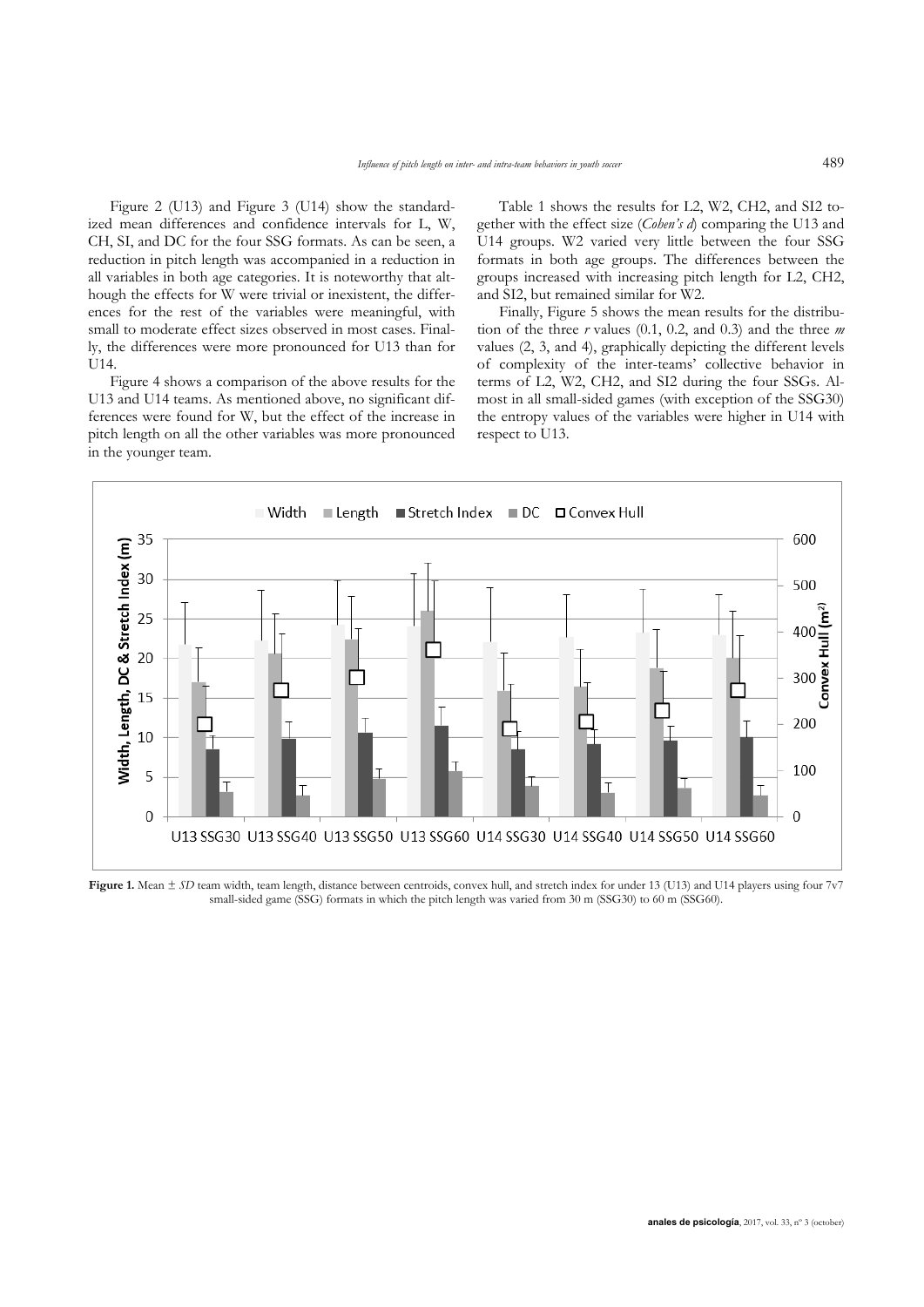Figure 2 (U13) and Figure 3 (U14) show the standardized mean differences and confidence intervals for L, W, CH, SI, and DC for the four SSG formats. As can be seen, a reduction in pitch length was accompanied in a reduction in all variables in both age categories. It is noteworthy that although the effects for W were trivial or inexistent, the differences for the rest of the variables were meaningful, with small to moderate effect sizes observed in most cases. Finally, the differences were more pronounced for U13 than for U14.

Figure 4 shows a comparison of the above results for the U13 and U14 teams. As mentioned above, no significant differences were found for W, but the effect of the increase in pitch length on all the other variables was more pronounced in the younger team.

Table 1 shows the results for L2, W2, CH2, and SI2 together with the effect size (*Cohen's d*) comparing the U13 and U14 groups. W2 varied very little between the four SSG formats in both age groups. The differences between the groups increased with increasing pitch length for L2, CH2, and SI2, but remained similar for W2.

Finally, Figure 5 shows the mean results for the distribution of the three *r* values (0.1, 0.2, and 0.3) and the three *m* values (2, 3, and 4), graphically depicting the different levels of complexity of the inter-teams' collective behavior in terms of L2, W2, CH2, and SI2 during the four SSGs. Almost in all small-sided games (with exception of the SSG30) the entropy values of the variables were higher in U14 with respect to U13.

**Figure 1.** Mean ± *SD* team width, team length, distance between centroids, convex hull, and stretch index for under 13 (U13) and U14 players using four 7v7 small-sided game (SSG) formats in which the pitch length was varied from 30 m (SSG30) to 60 m (SSG60).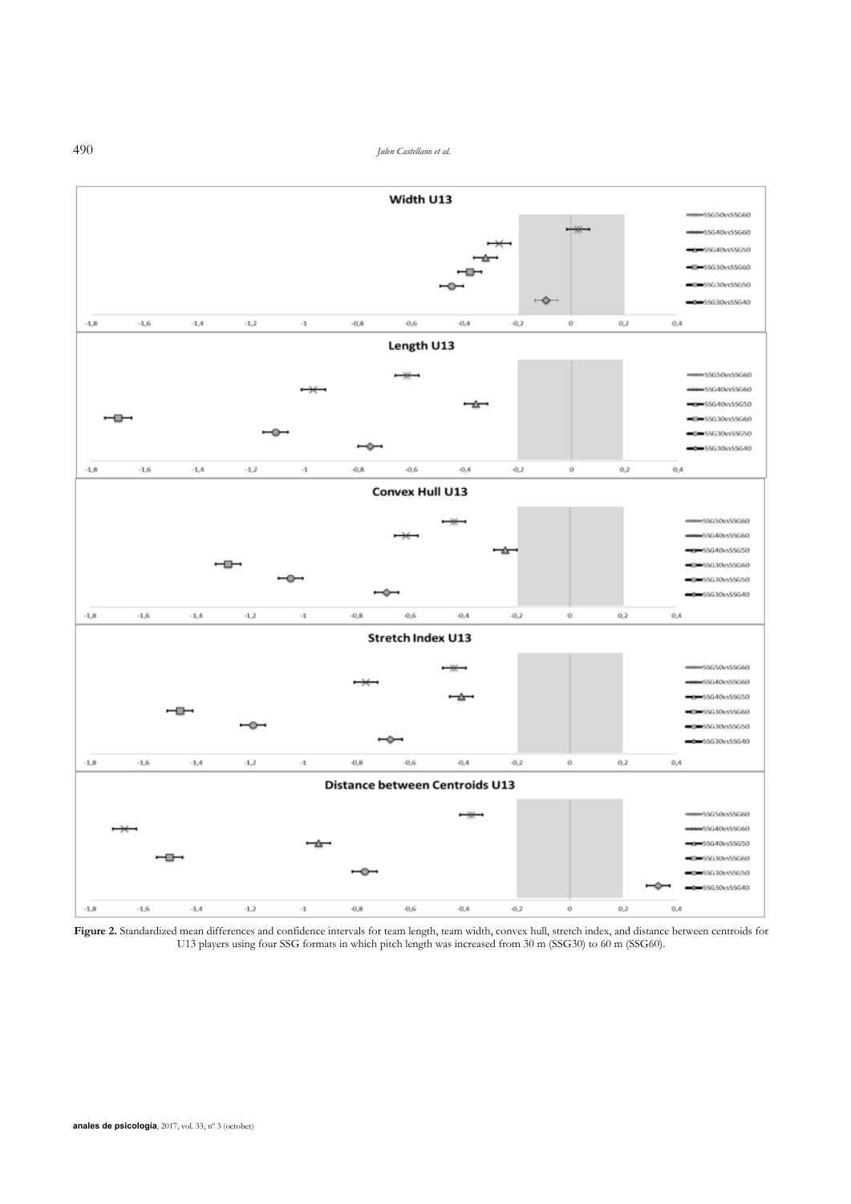**Figure 2.** Standardized mean differences and confidence intervals for team length, team width, convex hull, stretch index, and distance between centroids for U13 players using four SSG formats in which pitch length was increased from 30 m (SSG30) to 60 m (SSG60).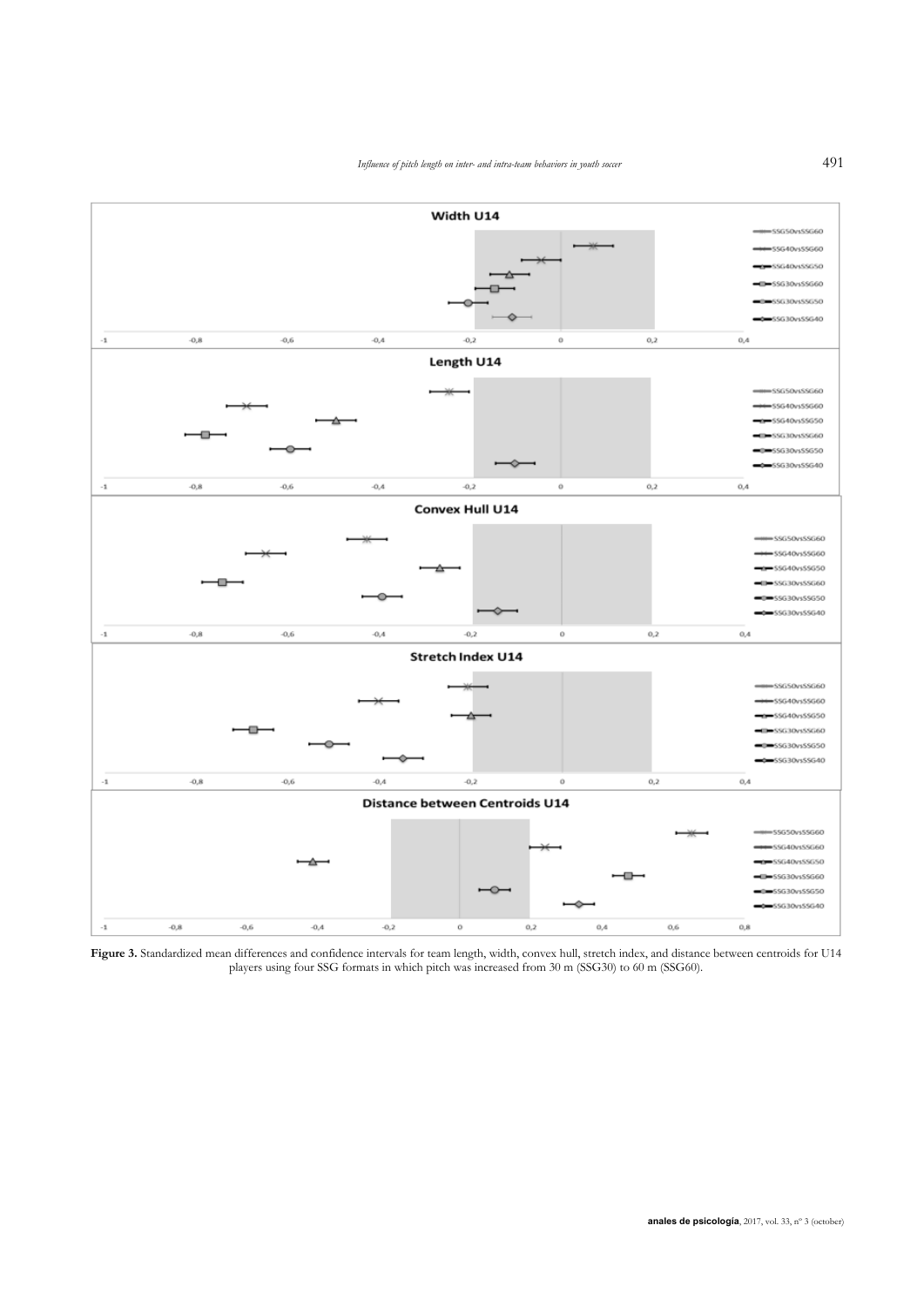**Figure 3.** Standardized mean differences and confidence intervals for team length, width, convex hull, stretch index, and distance between centroids for U14 players using four SSG formats in which pitch was increased from 30 m (SSG30) to 60 m (SSG60).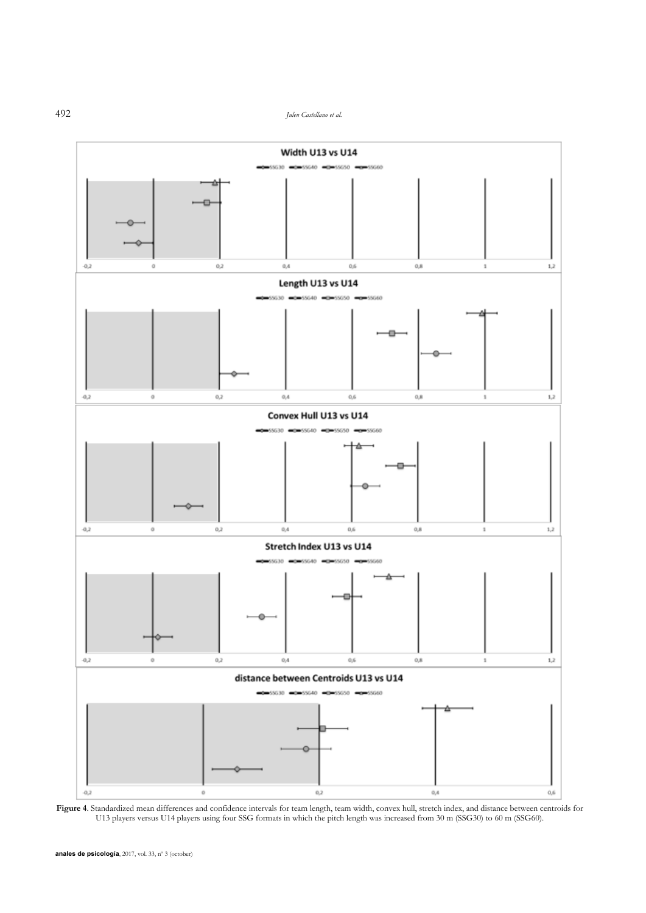**Figure 4**. Standardized mean differences and confidence intervals for team length, team width, convex hull, stretch index, and distance between centroids for U13 players versus U14 players using four SSG formats in which the pitch length was increased from 30 m (SSG30) to 60 m (SSG60).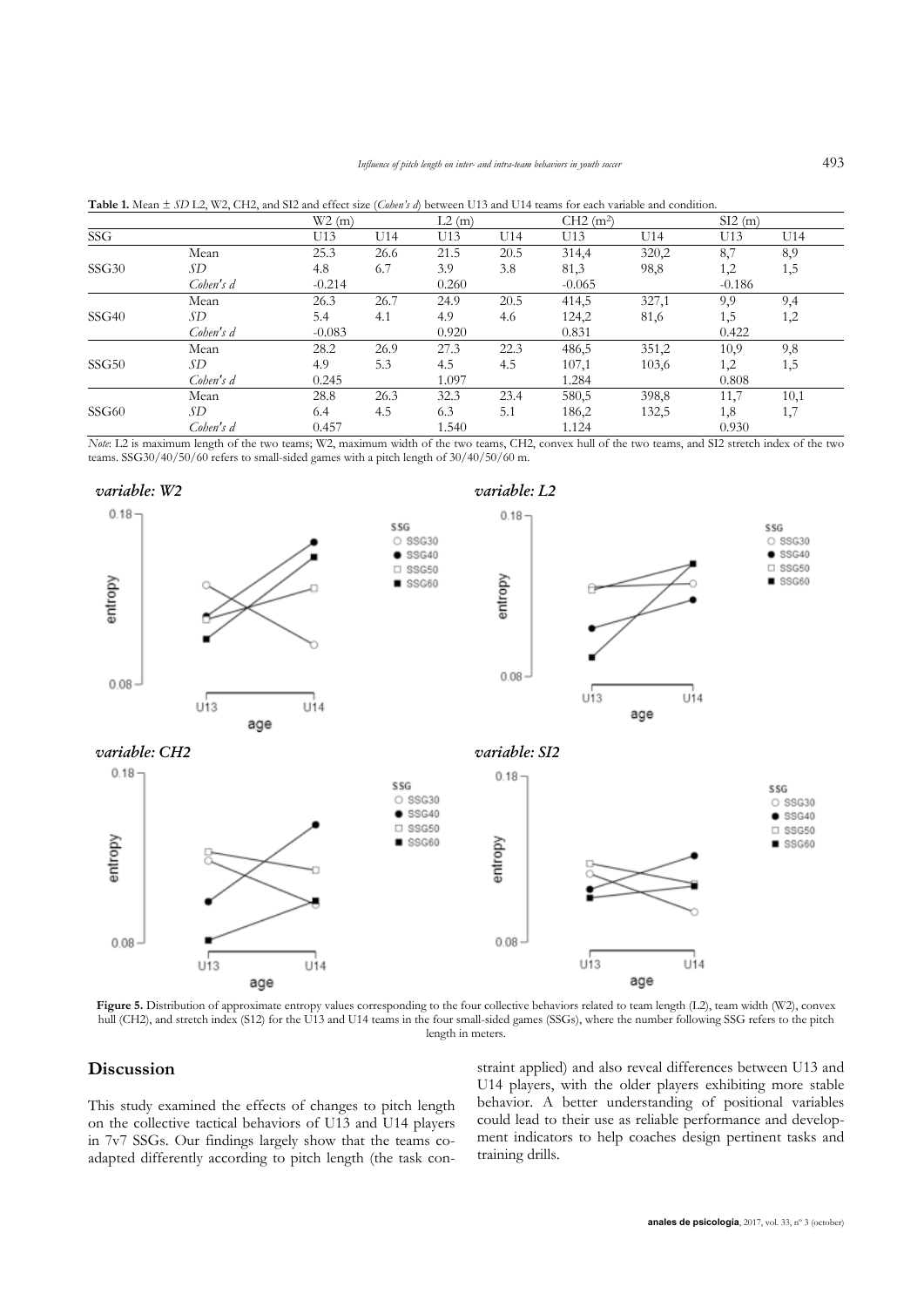**Table 1.** Mean ± *SD* L2, W2, CH2, and SI2 and effect size (*Cohen's d*) between U13 and U14 teams for each variable and condition.

| SSG | | W2 (m) | | L2 (m) | | CH2 (m$^2$) | | SI2 (m) | |
|---|---|---|---|---|---|---|---|---|---|
| | | U13 | U14 | U13 | U14 | U13 | U14 | U13 | U14 |
| SSG30 | Mean | 25.3 | 26.6 | 21.5 | 20.5 | 314,4 | 320,2 | 8,7 | 8,9 |
| | *SD* | 4.8 | 6.7 | 3.9 | 3.8 | 81,3 | 98,8 | 1,2 | 1,5 |
| | *Cohen's d* | -0.214 | | 0.260 | | -0.065 | | -0.186 | |
| SSG40 | Mean | 26.3 | 26.7 | 24.9 | 20.5 | 414,5 | 327,1 | 9,9 | 9,4 |
| | *SD* | 5.4 | 4.1 | 4.9 | 4.6 | 124,2 | 81,6 | 1,5 | 1,2 |
| | *Cohen's d* | -0.083 | | 0.920 | | 0.831 | | 0.422 | |
| SSG50 | Mean | 28.2 | 26.9 | 27.3 | 22.3 | 486,5 | 351,2 | 10,9 | 9,8 |
| | *SD* | 4.9 | 5.3 | 4.5 | 4.5 | 107,1 | 103,6 | 1,2 | 1,5 |
| | *Cohen's d* | 0.245 | | 1.097 | | 1.284 | | 0.808 | |
| SSG60 | Mean | 28.8 | 26.3 | 32.3 | 23.4 | 580,5 | 398,8 | 11,7 | 10,1 |
| | *SD* | 6.4 | 4.5 | 6.3 | 5.1 | 186,2 | 132,5 | 1,8 | 1,7 |
| | *Cohen's d* | 0.457 | | 1.540 | | 1.124 | | 0.930 | |

*Note*: L2 is maximum length of the two teams; W2, maximum width of the two teams, CH2, convex hull of the two teams, and SI2 stretch index of the two teams. SSG30/40/50/60 refers to small-sided games with a pitch length of 30/40/50/60 m.

**Figure 5.** Distribution of approximate entropy values corresponding to the four collective behaviors related to team length (L2), team width (W2), convex hull (CH2), and stretch index (SI2) for the U13 and U14 teams in the four small-sided games (SSGs), where the number following SSG refers to the pitch length in meters.

## Discussion

This study examined the effects of changes to pitch length on the collective tactical behaviors of U13 and U14 players in 7v7 SSGs. Our findings largely show that the teams co-adapted differently according to pitch length (the task constraint applied) and also reveal differences between U13 and U14 players, with the older players exhibiting more stable behavior. A better understanding of positional variables could lead to their use as reliable performance and development indicators to help coaches design pertinent tasks and training drills.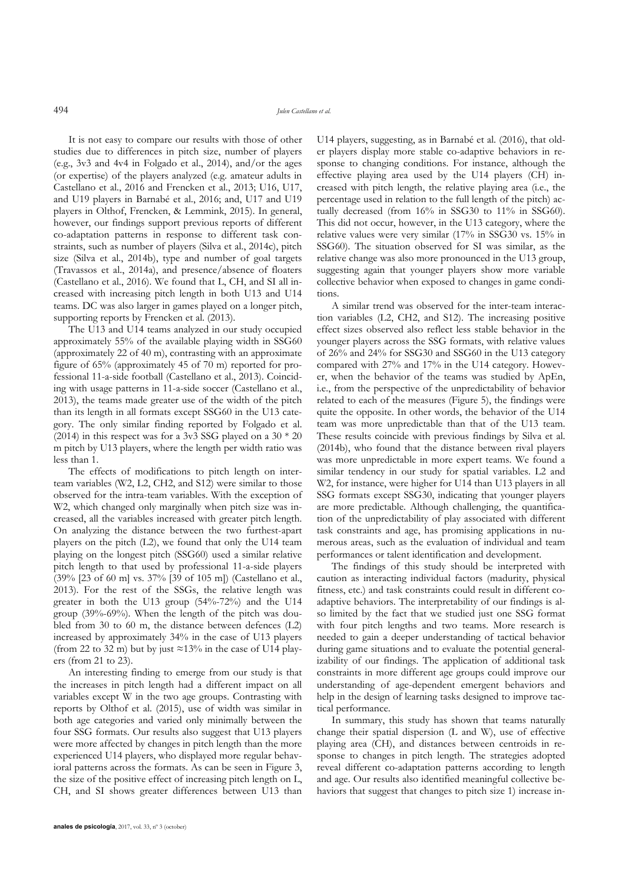It is not easy to compare our results with those of other studies due to differences in pitch size, number of players (e.g., 3v3 and 4v4 in Folgado et al., 2014), and/or the ages (or expertise) of the players analyzed (e.g. amateur adults in Castellano et al., 2016 and Frencken et al., 2013; U16, U17, and U19 players in Barnabé et al., 2016; and, U17 and U19 players in Olthof, Frencken, & Lemmink, 2015). In general, however, our findings support previous reports of different co-adaptation patterns in response to different task constraints, such as number of players (Silva et al., 2014c), pitch size (Silva et al., 2014b), type and number of goal targets (Travassos et al., 2014a), and presence/absence of floaters (Castellano et al., 2016). We found that L, CH, and SI all increased with increasing pitch length in both U13 and U14 teams. DC was also larger in games played on a longer pitch, supporting reports by Frencken et al. (2013).

The U13 and U14 teams analyzed in our study occupied approximately 55% of the available playing width in SSG60 (approximately 22 of 40 m), contrasting with an approximate figure of 65% (approximately 45 of 70 m) reported for professional 11-a-side football (Castellano et al., 2013). Coinciding with usage patterns in 11-a-side soccer (Castellano et al., 2013), the teams made greater use of the width of the pitch than its length in all formats except SSG60 in the U13 category. The only similar finding reported by Folgado et al. (2014) in this respect was for a 3v3 SSG played on a 30 * 20 m pitch by U13 players, where the length per width ratio was less than 1.

The effects of modifications to pitch length on inter-team variables (W2, L2, CH2, and S12) were similar to those observed for the intra-team variables. With the exception of W2, which changed only marginally when pitch size was increased, all the variables increased with greater pitch length. On analyzing the distance between the two furthest-apart players on the pitch (L2), we found that only the U14 team playing on the longest pitch (SSG60) used a similar relative pitch length to that used by professional 11-a-side players (39% [23 of 60 m] vs. 37% [39 of 105 m]) (Castellano et al., 2013). For the rest of the SSGs, the relative length was greater in both the U13 group (54%-72%) and the U14 group (39%-69%). When the length of the pitch was doubled from 30 to 60 m, the distance between defences (L2) increased by approximately 34% in the case of U13 players (from 22 to 32 m) but by just ≈13% in the case of U14 players (from 21 to 23).

An interesting finding to emerge from our study is that the increases in pitch length had a different impact on all variables except W in the two age groups. Contrasting with reports by Olthof et al. (2015), use of width was similar in both age categories and varied only minimally between the four SSG formats. Our results also suggest that U13 players were more affected by changes in pitch length than the more experienced U14 players, who displayed more regular behavioral patterns across the formats. As can be seen in Figure 3, the size of the positive effect of increasing pitch length on L, CH, and SI shows greater differences between U13 than U14 players, suggesting, as in Barnabé et al. (2016), that older players display more stable co-adaptive behaviors in response to changing conditions. For instance, although the effective playing area used by the U14 players (CH) increased with pitch length, the relative playing area (i.e., the percentage used in relation to the full length of the pitch) actually decreased (from 16% in SSG30 to 11% in SSG60). This did not occur, however, in the U13 category, where the relative values were very similar (17% in SSG30 vs. 15% in SSG60). The situation observed for SI was similar, as the relative change was also more pronounced in the U13 group, suggesting again that younger players show more variable collective behavior when exposed to changes in game conditions.

A similar trend was observed for the inter-team interaction variables (L2, CH2, and S12). The increasing positive effect sizes observed also reflect less stable behavior in the younger players across the SSG formats, with relative values of 26% and 24% for SSG30 and SSG60 in the U13 category compared with 27% and 17% in the U14 category. However, when the behavior of the teams was studied by ApEn, i.e., from the perspective of the unpredictability of behavior related to each of the measures (Figure 5), the findings were quite the opposite. In other words, the behavior of the U14 team was more unpredictable than that of the U13 team. These results coincide with previous findings by Silva et al. (2014b), who found that the distance between rival players was more unpredictable in more expert teams. We found a similar tendency in our study for spatial variables. L2 and W2, for instance, were higher for U14 than U13 players in all SSG formats except SSG30, indicating that younger players are more predictable. Although challenging, the quantification of the unpredictability of play associated with different task constraints and age, has promising applications in numerous areas, such as the evaluation of individual and team performances or talent identification and development.

The findings of this study should be interpreted with caution as interacting individual factors (madurity, physical fitness, etc.) and task constraints could result in different co-adaptive behaviors. The interpretability of our findings is also limited by the fact that we studied just one SSG format with four pitch lengths and two teams. More research is needed to gain a deeper understanding of tactical behavior during game situations and to evaluate the potential generalizability of our findings. The application of additional task constraints in more different age groups could improve our understanding of age-dependent emergent behaviors and help in the design of learning tasks designed to improve tactical performance.

In summary, this study has shown that teams naturally change their spatial dispersion (L and W), use of effective playing area (CH), and distances between centroids in response to changes in pitch length. The strategies adopted reveal different co-adaptation patterns according to length and age. Our results also identified meaningful collective behaviors that suggest that changes to pitch size 1) increase in-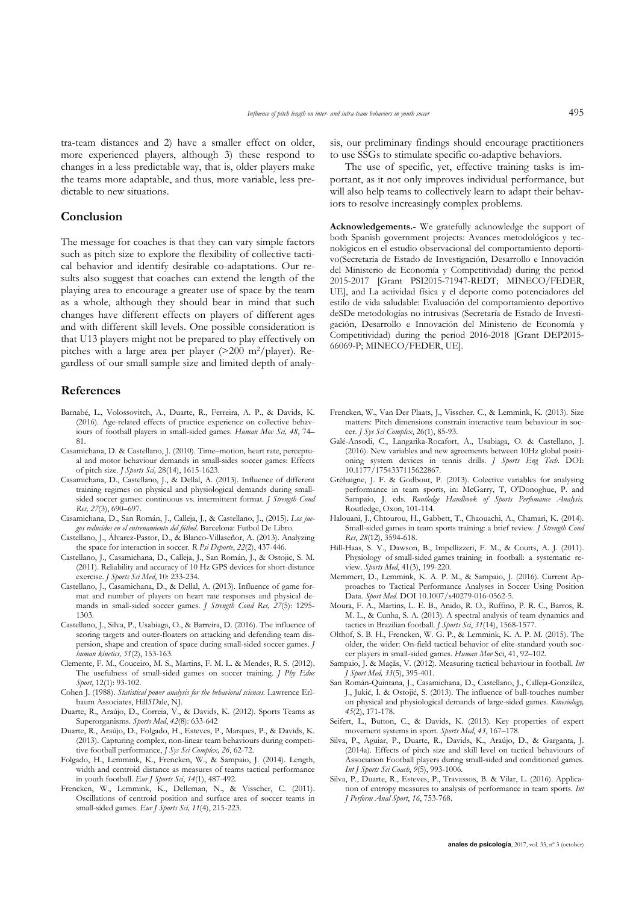tra-team distances and 2) have a smaller effect on older, more experienced players, although 3) these respond to changes in a less predictable way, that is, older players make the teams more adaptable, and thus, more variable, less predictable to new situations.

## Conclusion

The message for coaches is that they can vary simple factors such as pitch size to explore the flexibility of collective tactical behavior and identify desirable co-adaptations. Our results also suggest that coaches can extend the length of the playing area to encourage a greater use of space by the team as a whole, although they should bear in mind that such changes have different effects on players of different ages and with different skill levels. One possible consideration is that U13 players might not be prepared to play effectively on pitches with a large area per player (>200 m$^2$/player). Regardless of our small sample size and limited depth of analysis, our preliminary findings should encourage practitioners to use SSGs to stimulate specific co-adaptive behaviors.

The use of specific, yet, effective training tasks is important, as it not only improves individual performance, but will also help teams to collectively learn to adapt their behaviors to resolve increasingly complex problems.

**Acknowledgements.-** We gratefully acknowledge the support of both Spanish government projects: Avances metodológicos y tecnológicos en el estudio observacional del comportamiento deportivo(Secretaría de Estado de Investigación, Desarrollo e Innovación del Ministerio de Economía y Competitividad) during the period 2015-2017 [Grant PSI2015-71947-REDT; MINECO/FEDER, UE], and La actividad física y el deporte como potenciadores del estilo de vida saludable: Evaluación del comportamiento deportivo deSDe metodologías no intrusivas (Secretaría de Estado de Investigación, Desarrollo e Innovación del Ministerio de Economía y Competitividad) during the period 2016-2018 [Grant DEP2015-66069-P; MINECO/FEDER, UE].

## References

Barnabé, L., Volossovitch, A., Duarte, R., Ferreira, A. P., & Davids, K. (2016). Age-related effects of practice experience on collective behaviours of football players in small-sided games. *Human Mov Sci, 48*, 74–81.

Casamichana, D. & Castellano, J. (2010). Time–motion, heart rate, perceptual and motor behaviour demands in small-sides soccer games: Effects of pitch size. *J Sports Sci,* 28(14), 1615-1623.

Casamichana, D., Castellano, J., & Dellal, A. (2013). Influence of different training regimes on physical and physiological demands during small-sided soccer games: continuous vs. intermittent format. *J Strength Cond Res, 27*(3), 690–697.

Casamichana, D., San Román, J., Calleja, J., & Castellano, J., (2015). *Los juegos reducidos en el entrenamiento del fútbol*. Barcelona: Futbol De Libro.

Castellano, J., Álvarez-Pastor, D., & Blanco-Villaseñor, A. (2013). Analyzing the space for interaction in soccer. *R Psi Deporte*, *22*(2), 437-446.

Castellano, J., Casamichana, D., Calleja, J., San Román, J., & Ostojic, S. M. (2011). Reliability and accuracy of 10 Hz GPS devices for short-distance exercise. *J Sports Sci Med*, 10: 233-234.

Castellano, J., Casamichana, D., & Dellal, A. (2013). Influence of game format and number of players on heart rate responses and physical demands in small-sided soccer games. *J Strength Cond Res, 27*(5): 1295-1303.

Castellano, J., Silva, P., Usabiaga, O., & Barreira, D. (2016). The influence of scoring targets and outer-floaters on attacking and defending team dispersion, shape and creation of space during small-sided soccer games. *J human kinetics, 51*(2), 153-163.

Clemente, F. M., Couceiro, M. S., Martins, F. M. L. & Mendes, R. S. (2012). The usefulness of small-sided games on soccer training. *J Phy Educ Sport*, 12(1): 93-102.

Cohen J. (1988). *Statistical power analysis for the behavioral sciences.* Lawrence Erlbaum Associates, Hill*SD*ale, NJ.

Duarte, R., Araújo, D., Correia, V., & Davids, K. (2012). Sports Teams as Superorganisms. *Sports Med*, *42*(8): 633-642

Duarte, R., Araújo, D., Folgado, H., Esteves, P., Marques, P., & Davids, K. (2013). Capturing complex, non-linear team behaviours during competitive football performance, *J Sys Sci Complex, 26*, 62-72.

Folgado, H., Lemmink, K., Frencken, W., & Sampaio, J. (2014). Length, width and centroid distance as measures of teams tactical performance in youth football. *Eur J Sports Sci*, *14*(1), 487-492.

Frencken, W., Lemmink, K., Delleman, N., & Visscher, C. (2011). Oscillations of centroid position and surface area of soccer teams in small-sided games. *Eur J Sports Sci, 11*(4), 215-223.

Frencken, W., Van Der Plaats, J., Visscher. C., & Lemmink, K. (2013). Size matters: Pitch dimensions constrain interactive team behaviour in soccer. *J Sys Sci Complex*, 26(1), 85-93.

Galé-Ansodi, C., Langarika-Rocafort, A., Usabiaga, O. & Castellano, J. (2016). New variables and new agreements between 10Hz global positioning system devices in tennis drills. *J Sports Eng Tech*. DOI: 10.1177/1754337115622867.

Gréhaigne, J. F. & Godbout, P. (2013). Colective variables for analysing performance in team sports, in: McGarry, T, O'Donoghue, P. and Sampaio, J. eds. *Routledge Handbook of Sports Perfomance Analysis.* Routledge, Oxon, 101-114.

Halouani, J., Chtourou, H., Gabbett, T., Chaouachi, A., Chamari, K. (2014). Small-sided games in team sports training: a brief review. *J Strength Cond Res*, *28*(12), 3594-618.

Hill-Haas, S. V., Dawson, B., Impellizzeri, F. M., & Coutts, A. J. (2011). Physiology of small-sided games training in football: a systematic review. *Sports Med*, 41(3), 199-220.

Memmert, D., Lemmink, K. A. P. M., & Sampaio, J. (2016). Current Approaches to Tactical Performance Analyses in Soccer Using Position Data. *Sport Med*. DOI 10.1007/s40279-016-0562-5.

Moura, F. A., Martins, L. E. B., Anido, R. O., Ruffino, P. R. C., Barros, R. M. L., & Cunha, S. A. (2013). A spectral analysis of team dynamics and tactics in Brazilian football. *J Sports Sci*, *31*(14), 1568-1577.

Olthof, S. B. H., Frencken, W. G. P., & Lemmink, K. A. P. M. (2015). The older, the wider: On-field tactical behavior of elite-standard youth soccer players in small-sided games. *Human Mov* Sci, 41, 92–102.

Sampaio, J. & Maçãs, V. (2012). Measuring tactical behaviour in football. *Int J Sport Med, 33*(5), 395-401.

San Román-Quintana, J., Casamichana, D., Castellano, J., Calleja-González, J., Jukić, I. & Ostojić, S. (2013). The influence of ball-touches number on physical and physiological demands of large-sided games. *Kinesiology, 45*(2), 171-178.

Seifert, L., Button, C., & Davids, K. (2013). Key properties of expert movement systems in sport. *Sports Med*, *43*, 167–178.

Silva, P., Aguiar, P., Duarte, R., Davids, K., Araújo, D., & Garganta, J. (2014a). Effects of pitch size and skill level on tactical behaviours of Association Football players during small-sided and conditioned games. *Int J Sports Sci Coach*, *9*(5), 993-1006.

Silva, P., Duarte, R., Esteves, P., Travassos, B. & Vilar, L. (2016). Application of entropy measures to analysis of performance in team sports. *Int J Perform Anal Sport*, *16*, 753-768.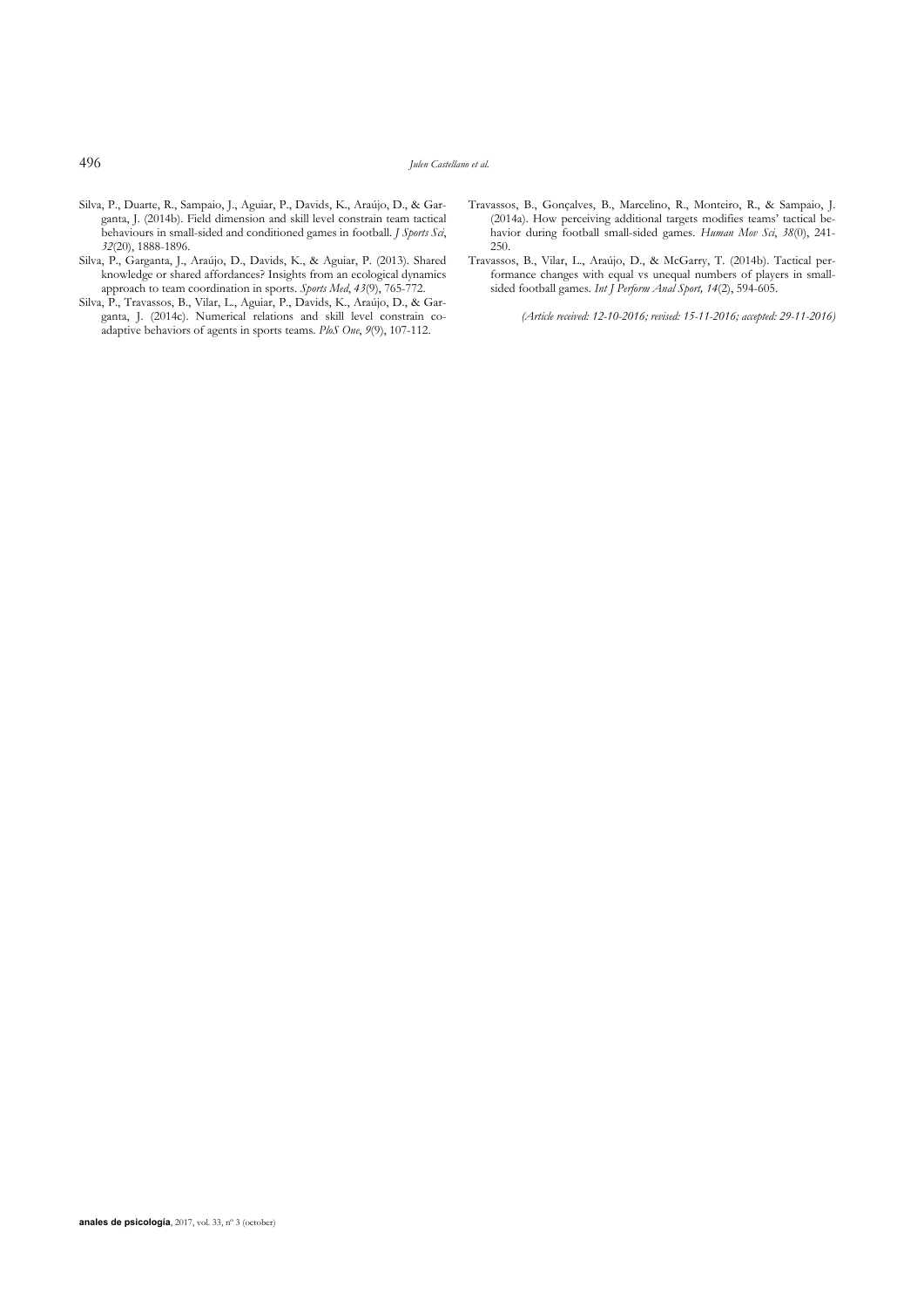Silva, P., Duarte, R., Sampaio, J., Aguiar, P., Davids, K., Araújo, D., & Garganta, J. (2014b). Field dimension and skill level constrain team tactical behaviours in small-sided and conditioned games in football. *J Sports Sci*, *32*(20), 1888-1896.

Silva, P., Garganta, J., Araújo, D., Davids, K., & Aguiar, P. (2013). Shared knowledge or shared affordances? Insights from an ecological dynamics approach to team coordination in sports. *Sports Med*, *43*(9), 765-772.

Silva, P., Travassos, B., Vilar, L., Aguiar, P., Davids, K., Araújo, D., & Garganta, J. (2014c). Numerical relations and skill level constrain co-adaptive behaviors of agents in sports teams. *PloS One*, *9*(9), 107-112.

Travassos, B., Gonçalves, B., Marcelino, R., Monteiro, R., & Sampaio, J. (2014a). How perceiving additional targets modifies teams' tactical behavior during football small-sided games. *Human Mov Sci*, *38*(0), 241-250.

Travassos, B., Vilar, L., Araújo, D., & McGarry, T. (2014b). Tactical performance changes with equal vs unequal numbers of players in small-sided football games. *Int J Perform Anal Sport, 14*(2), 594-605.

*(Article received: 12-10-2016; revised: 15-11-2016; accepted: 29-11-2016)*